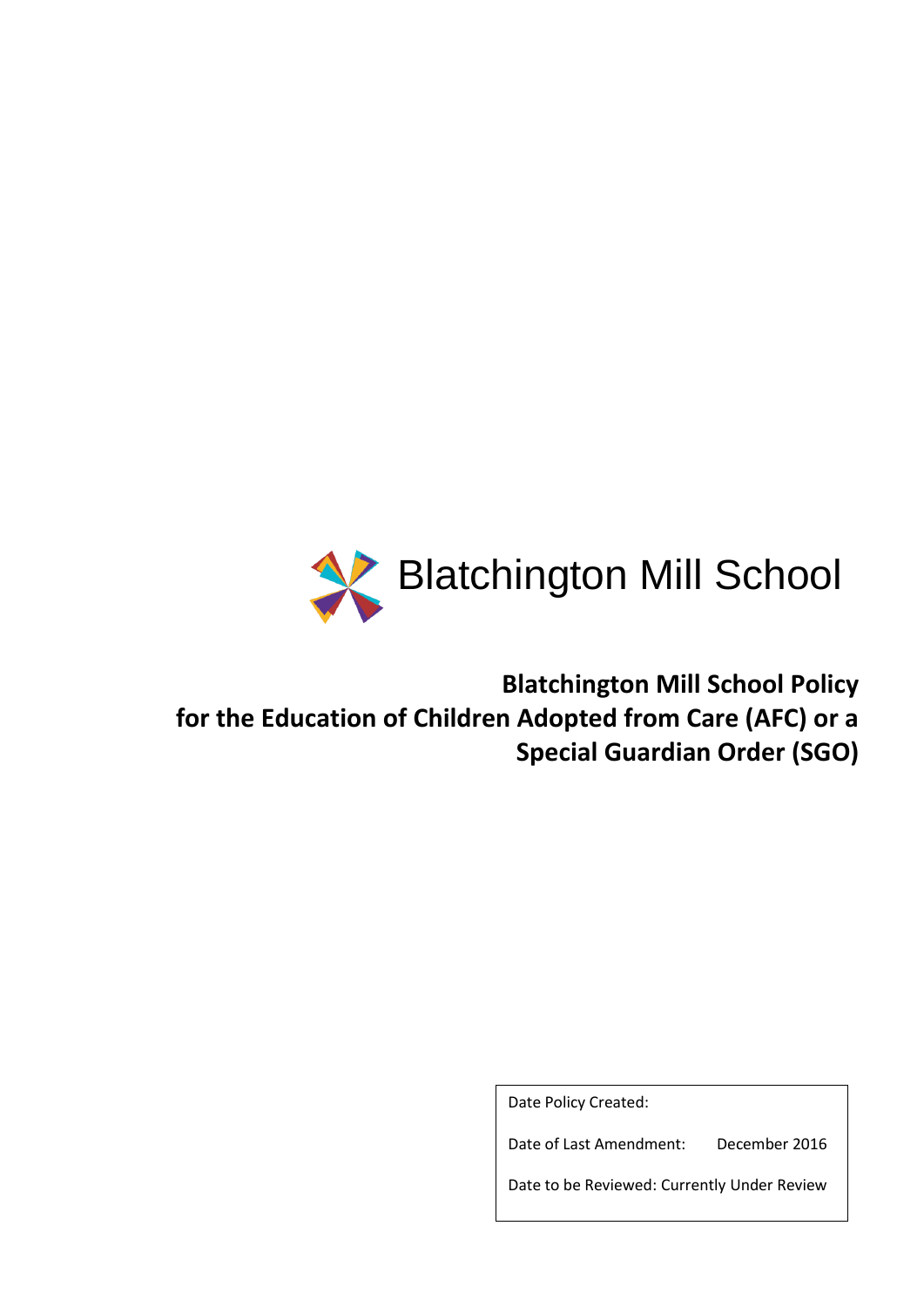Blatchington Mill School

# Blatchington Mill School Policy for the Education of Children Adopted from Care (AFC) or a Special Guardian Order (SGO)

| | |
|---|---|
| Date Policy Created: | |
| Date of Last Amendment: | December 2016 |
| Date to be Reviewed: | Currently Under Review |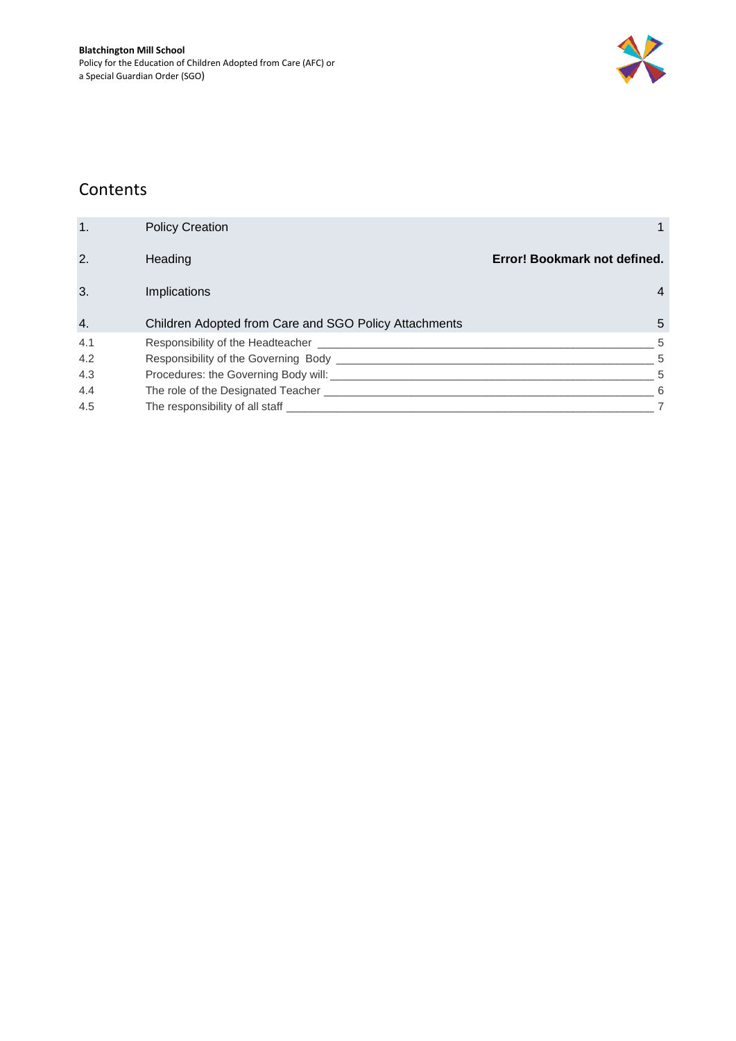# Contents

| | | |
|---|---|---|
| 1. | Policy Creation | 1 |
| 2. | Heading | **Error! Bookmark not defined.** |
| 3. | Implications | 4 |
| 4. | Children Adopted from Care and SGO Policy Attachments | 5 |
| 4.1 | Responsibility of the Headteacher | 5 |
| 4.2 | Responsibility of the Governing Body | 5 |
| 4.3 | Procedures: the Governing Body will: | 5 |
| 4.4 | The role of the Designated Teacher | 6 |
| 4.5 | The responsibility of all staff | 7 |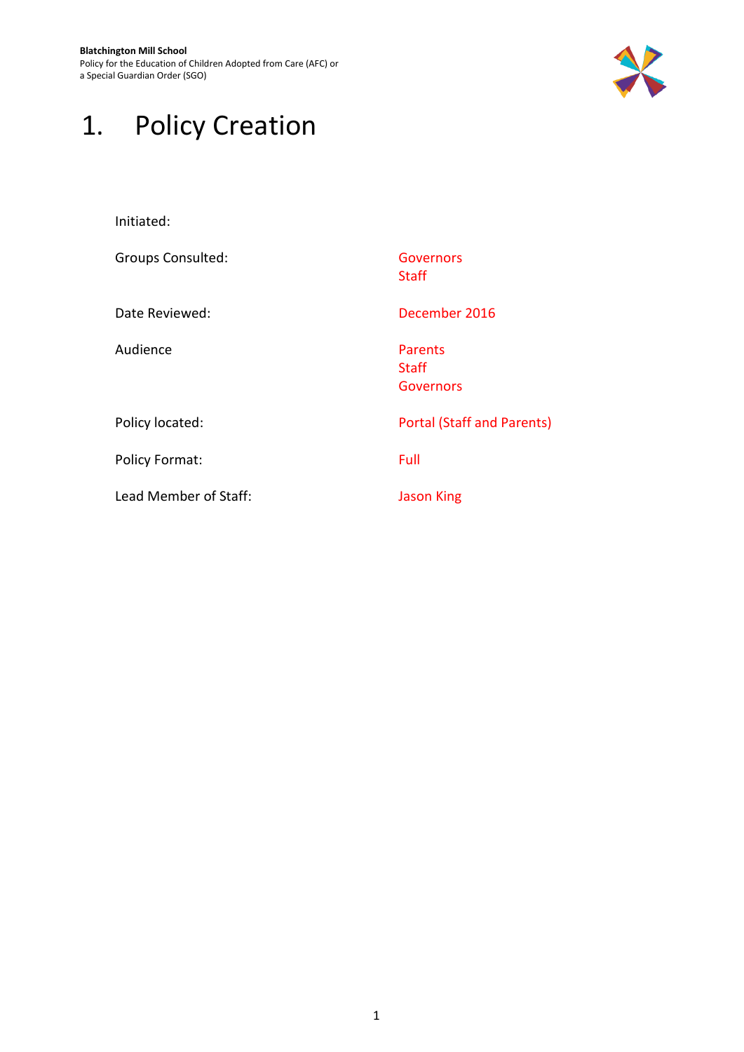# 1. Policy Creation

| | |
|---|---|
| Initiated: | |
| Groups Consulted: | Governors<br>Staff |
| Date Reviewed: | December 2016 |
| Audience | Parents<br>Staff<br>Governors |
| Policy located: | Portal (Staff and Parents) |
| Policy Format: | Full |
| Lead Member of Staff: | Jason King |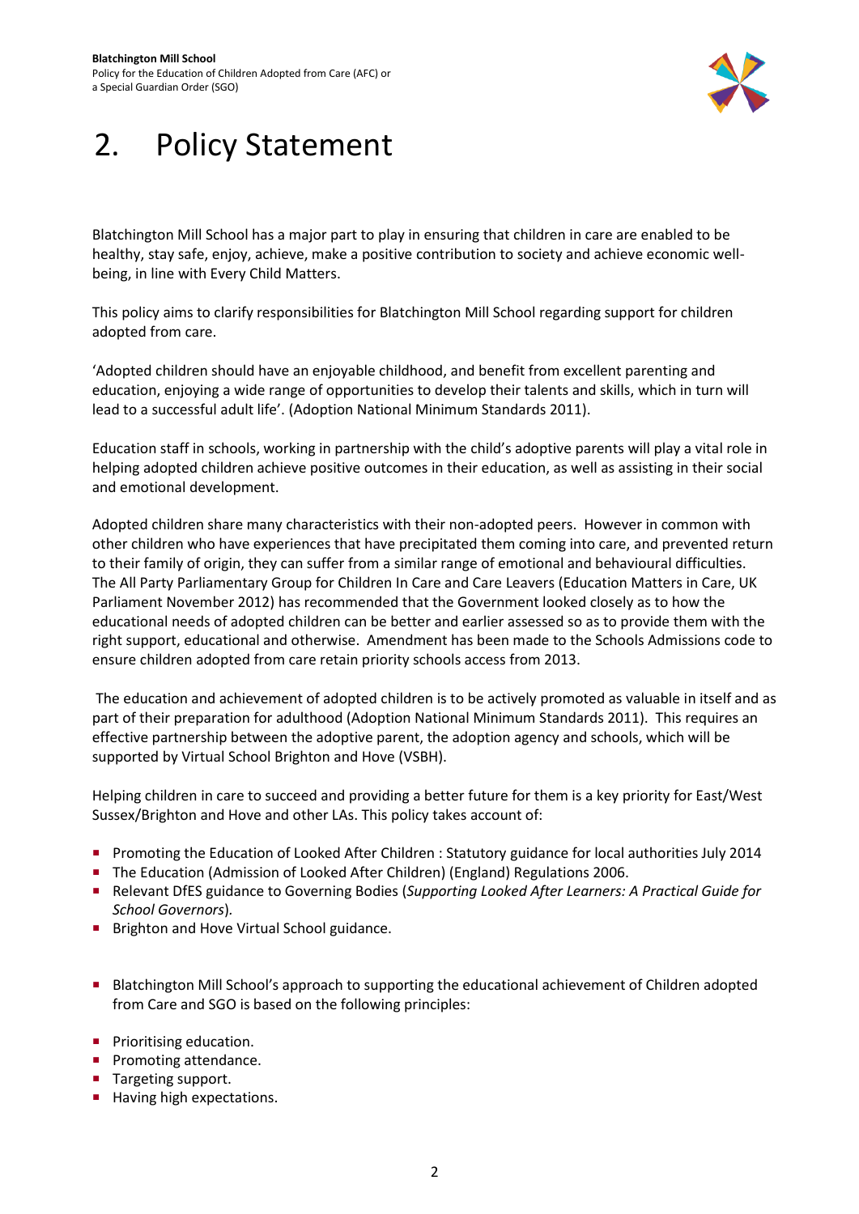# 2. Policy Statement

Blatchington Mill School has a major part to play in ensuring that children in care are enabled to be healthy, stay safe, enjoy, achieve, make a positive contribution to society and achieve economic well-being, in line with Every Child Matters.

This policy aims to clarify responsibilities for Blatchington Mill School regarding support for children adopted from care.

'Adopted children should have an enjoyable childhood, and benefit from excellent parenting and education, enjoying a wide range of opportunities to develop their talents and skills, which in turn will lead to a successful adult life'. (Adoption National Minimum Standards 2011).

Education staff in schools, working in partnership with the child's adoptive parents will play a vital role in helping adopted children achieve positive outcomes in their education, as well as assisting in their social and emotional development.

Adopted children share many characteristics with their non-adopted peers. However in common with other children who have experiences that have precipitated them coming into care, and prevented return to their family of origin, they can suffer from a similar range of emotional and behavioural difficulties. The All Party Parliamentary Group for Children In Care and Care Leavers (Education Matters in Care, UK Parliament November 2012) has recommended that the Government looked closely as to how the educational needs of adopted children can be better and earlier assessed so as to provide them with the right support, educational and otherwise. Amendment has been made to the Schools Admissions code to ensure children adopted from care retain priority schools access from 2013.

The education and achievement of adopted children is to be actively promoted as valuable in itself and as part of their preparation for adulthood (Adoption National Minimum Standards 2011). This requires an effective partnership between the adoptive parent, the adoption agency and schools, which will be supported by Virtual School Brighton and Hove (VSBH).

Helping children in care to succeed and providing a better future for them is a key priority for East/West Sussex/Brighton and Hove and other LAs. This policy takes account of:

- Promoting the Education of Looked After Children : Statutory guidance for local authorities July 2014
- The Education (Admission of Looked After Children) (England) Regulations 2006.
- Relevant DfES guidance to Governing Bodies (*Supporting Looked After Learners: A Practical Guide for School Governors*).
- Brighton and Hove Virtual School guidance.

- Blatchington Mill School's approach to supporting the educational achievement of Children adopted from Care and SGO is based on the following principles:

- Prioritising education.
- Promoting attendance.
- Targeting support.
- Having high expectations.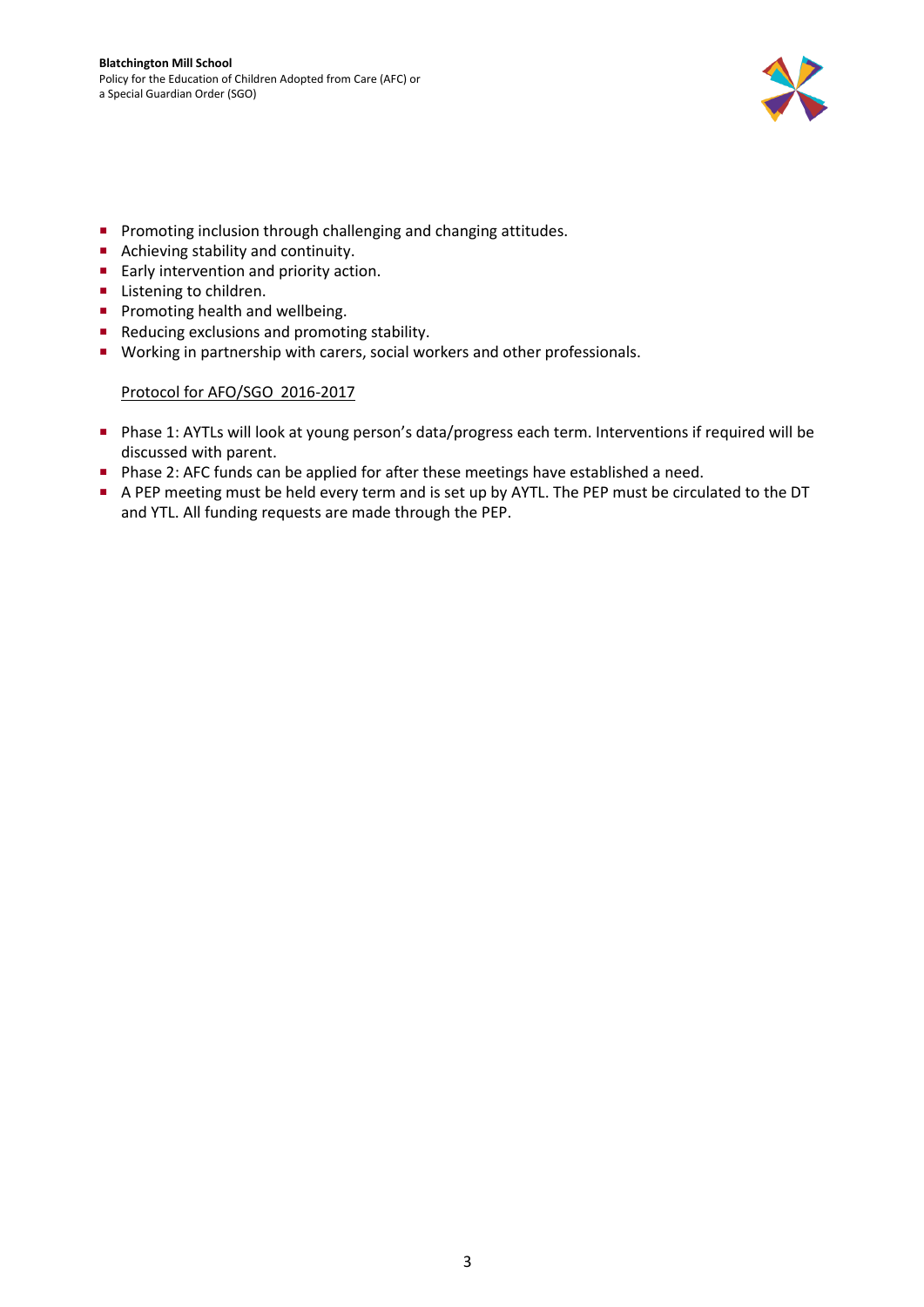- Promoting inclusion through challenging and changing attitudes.
- Achieving stability and continuity.
- Early intervention and priority action.
- Listening to children.
- Promoting health and wellbeing.
- Reducing exclusions and promoting stability.
- Working in partnership with carers, social workers and other professionals.

Protocol for AFO/SGO 2016-2017

- Phase 1: AYTLs will look at young person's data/progress each term. Interventions if required will be discussed with parent.
- Phase 2: AFC funds can be applied for after these meetings have established a need.
- A PEP meeting must be held every term and is set up by AYTL. The PEP must be circulated to the DT and YTL. All funding requests are made through the PEP.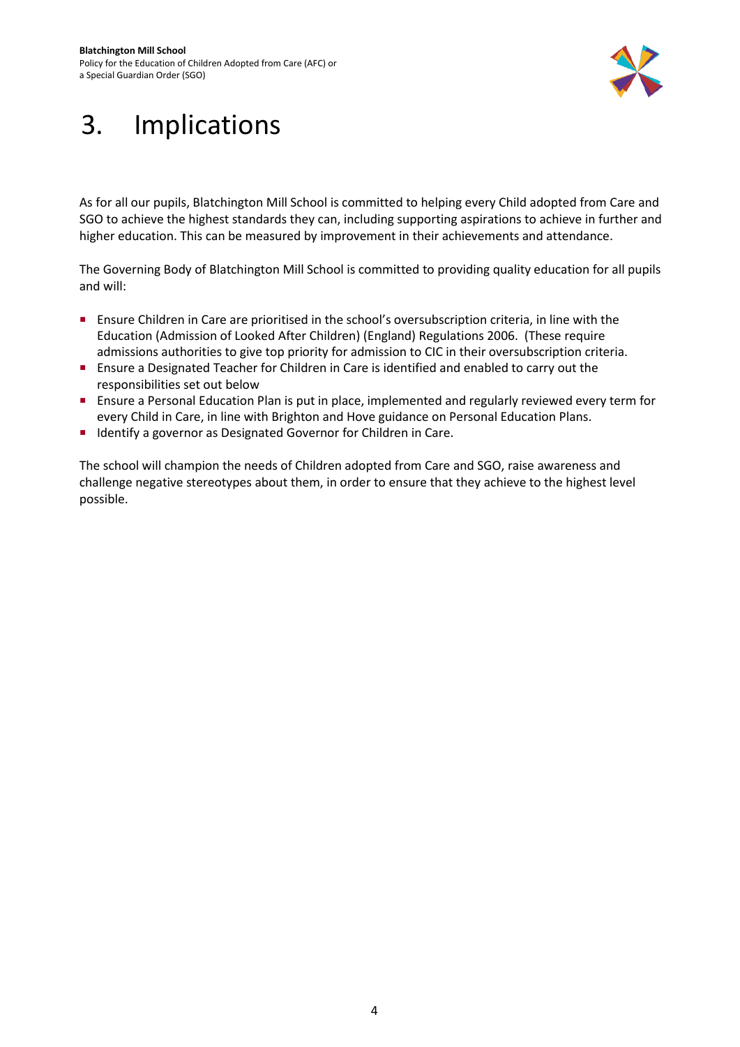# 3. Implications

As for all our pupils, Blatchington Mill School is committed to helping every Child adopted from Care and SGO to achieve the highest standards they can, including supporting aspirations to achieve in further and higher education. This can be measured by improvement in their achievements and attendance.

The Governing Body of Blatchington Mill School is committed to providing quality education for all pupils and will:

- Ensure Children in Care are prioritised in the school's oversubscription criteria, in line with the Education (Admission of Looked After Children) (England) Regulations 2006. (These require admissions authorities to give top priority for admission to CIC in their oversubscription criteria.
- Ensure a Designated Teacher for Children in Care is identified and enabled to carry out the responsibilities set out below
- Ensure a Personal Education Plan is put in place, implemented and regularly reviewed every term for every Child in Care, in line with Brighton and Hove guidance on Personal Education Plans.
- Identify a governor as Designated Governor for Children in Care.

The school will champion the needs of Children adopted from Care and SGO, raise awareness and challenge negative stereotypes about them, in order to ensure that they achieve to the highest level possible.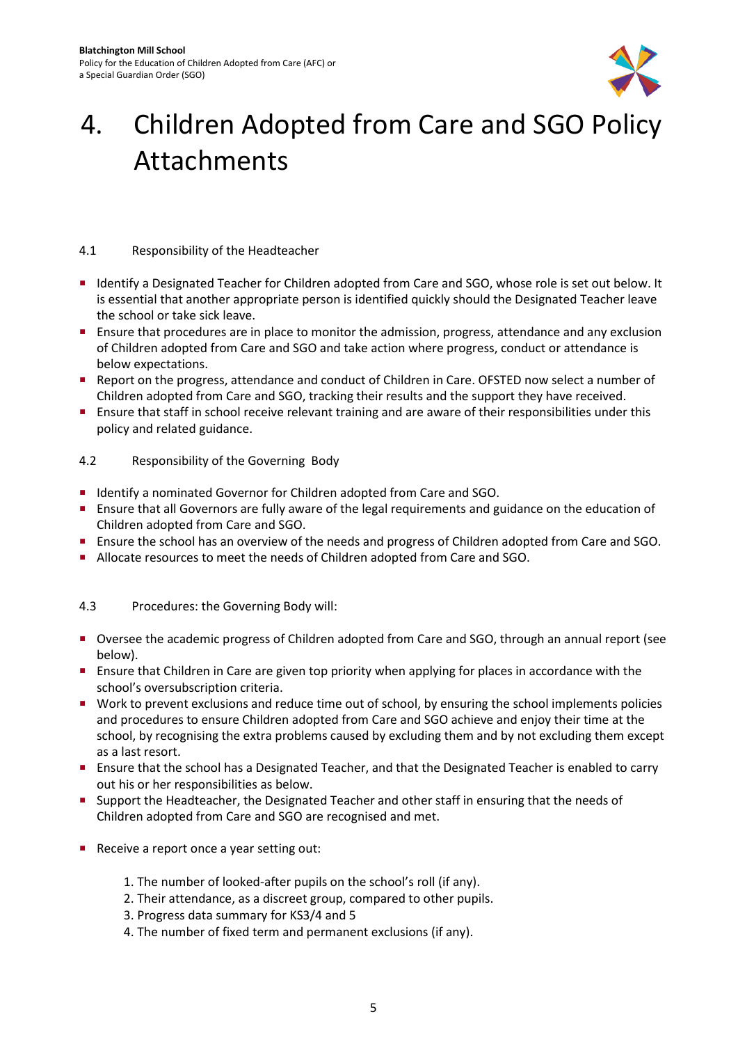# 4. Children Adopted from Care and SGO Policy Attachments

4.1 Responsibility of the Headteacher

- Identify a Designated Teacher for Children adopted from Care and SGO, whose role is set out below. It is essential that another appropriate person is identified quickly should the Designated Teacher leave the school or take sick leave.
- Ensure that procedures are in place to monitor the admission, progress, attendance and any exclusion of Children adopted from Care and SGO and take action where progress, conduct or attendance is below expectations.
- Report on the progress, attendance and conduct of Children in Care. OFSTED now select a number of Children adopted from Care and SGO, tracking their results and the support they have received.
- Ensure that staff in school receive relevant training and are aware of their responsibilities under this policy and related guidance.

4.2 Responsibility of the Governing Body

- Identify a nominated Governor for Children adopted from Care and SGO.
- Ensure that all Governors are fully aware of the legal requirements and guidance on the education of Children adopted from Care and SGO.
- Ensure the school has an overview of the needs and progress of Children adopted from Care and SGO.
- Allocate resources to meet the needs of Children adopted from Care and SGO.

4.3 Procedures: the Governing Body will:

- Oversee the academic progress of Children adopted from Care and SGO, through an annual report (see below).
- Ensure that Children in Care are given top priority when applying for places in accordance with the school's oversubscription criteria.
- Work to prevent exclusions and reduce time out of school, by ensuring the school implements policies and procedures to ensure Children adopted from Care and SGO achieve and enjoy their time at the school, by recognising the extra problems caused by excluding them and by not excluding them except as a last resort.
- Ensure that the school has a Designated Teacher, and that the Designated Teacher is enabled to carry out his or her responsibilities as below.
- Support the Headteacher, the Designated Teacher and other staff in ensuring that the needs of Children adopted from Care and SGO are recognised and met.

- Receive a report once a year setting out:

    1. The number of looked-after pupils on the school's roll (if any).
    2. Their attendance, as a discreet group, compared to other pupils.
    3. Progress data summary for KS3/4 and 5
    4. The number of fixed term and permanent exclusions (if any).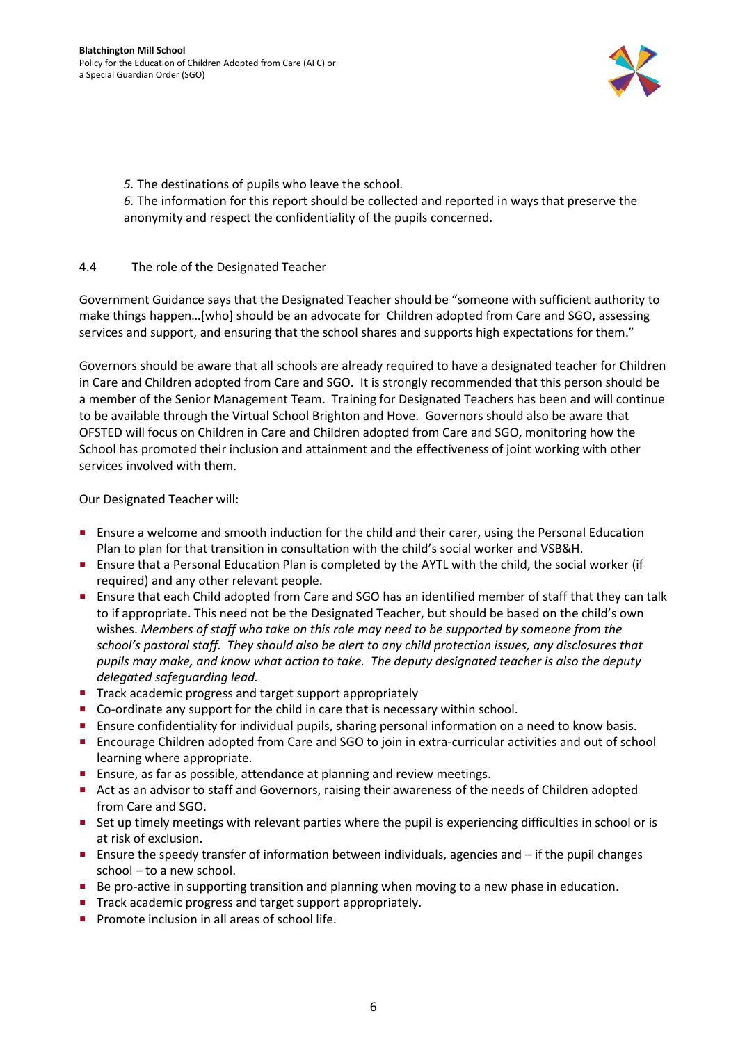*5.* The destinations of pupils who leave the school.

*6.* The information for this report should be collected and reported in ways that preserve the anonymity and respect the confidentiality of the pupils concerned.

4.4 The role of the Designated Teacher

Government Guidance says that the Designated Teacher should be "someone with sufficient authority to make things happen…[who] should be an advocate for Children adopted from Care and SGO, assessing services and support, and ensuring that the school shares and supports high expectations for them."

Governors should be aware that all schools are already required to have a designated teacher for Children in Care and Children adopted from Care and SGO. It is strongly recommended that this person should be a member of the Senior Management Team. Training for Designated Teachers has been and will continue to be available through the Virtual School Brighton and Hove. Governors should also be aware that OFSTED will focus on Children in Care and Children adopted from Care and SGO, monitoring how the School has promoted their inclusion and attainment and the effectiveness of joint working with other services involved with them.

Our Designated Teacher will:

- Ensure a welcome and smooth induction for the child and their carer, using the Personal Education Plan to plan for that transition in consultation with the child's social worker and VSB&H.
- Ensure that a Personal Education Plan is completed by the AYTL with the child, the social worker (if required) and any other relevant people.
- Ensure that each Child adopted from Care and SGO has an identified member of staff that they can talk to if appropriate. This need not be the Designated Teacher, but should be based on the child's own wishes. *Members of staff who take on this role may need to be supported by someone from the school's pastoral staff. They should also be alert to any child protection issues, any disclosures that pupils may make, and know what action to take. The deputy designated teacher is also the deputy delegated safeguarding lead.*
- Track academic progress and target support appropriately
- Co-ordinate any support for the child in care that is necessary within school.
- Ensure confidentiality for individual pupils, sharing personal information on a need to know basis.
- Encourage Children adopted from Care and SGO to join in extra-curricular activities and out of school learning where appropriate.
- Ensure, as far as possible, attendance at planning and review meetings.
- Act as an advisor to staff and Governors, raising their awareness of the needs of Children adopted from Care and SGO.
- Set up timely meetings with relevant parties where the pupil is experiencing difficulties in school or is at risk of exclusion.
- Ensure the speedy transfer of information between individuals, agencies and – if the pupil changes school – to a new school.
- Be pro-active in supporting transition and planning when moving to a new phase in education.
- Track academic progress and target support appropriately.
- Promote inclusion in all areas of school life.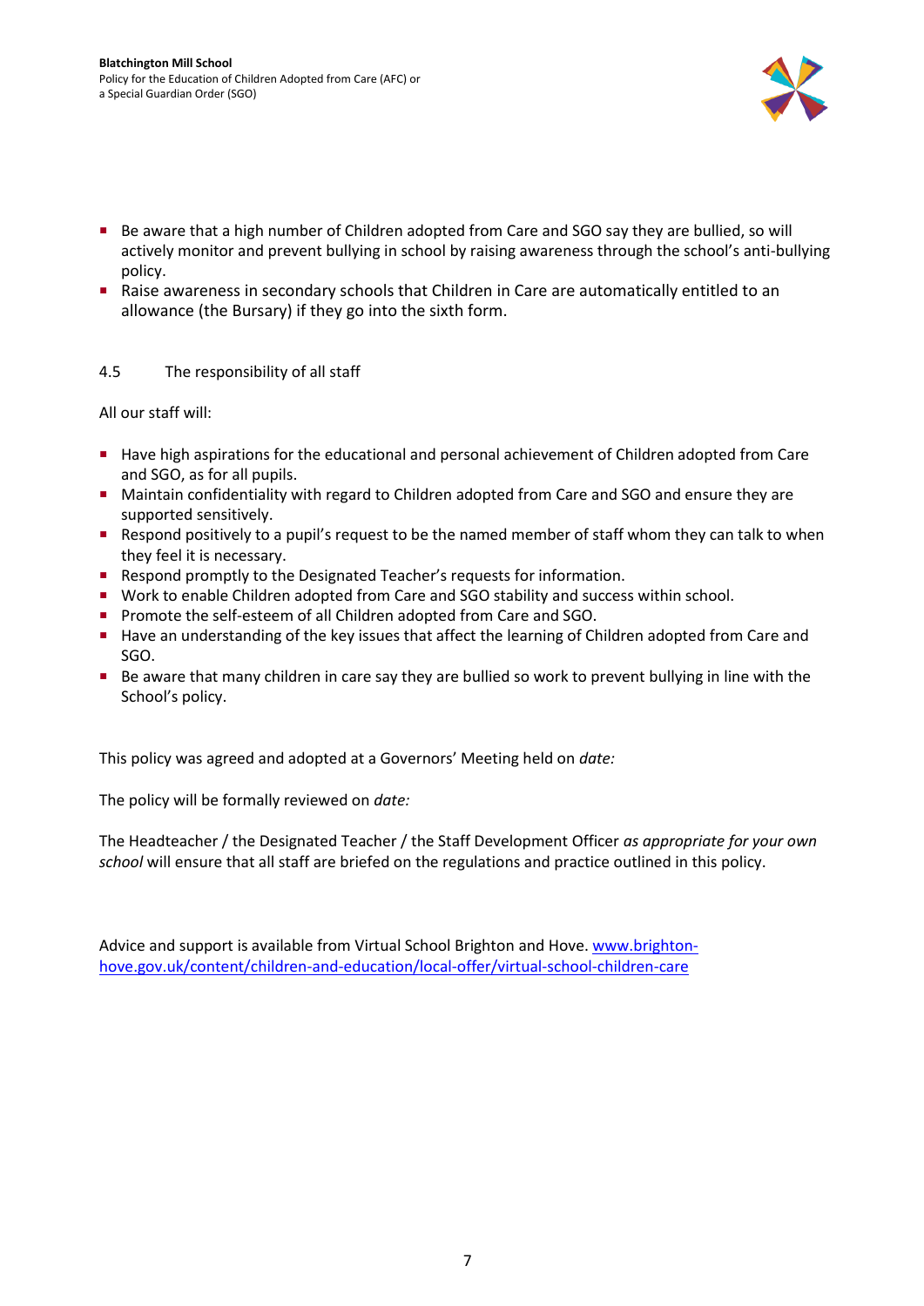- Be aware that a high number of Children adopted from Care and SGO say they are bullied, so will actively monitor and prevent bullying in school by raising awareness through the school's anti-bullying policy.
- Raise awareness in secondary schools that Children in Care are automatically entitled to an allowance (the Bursary) if they go into the sixth form.

### 4.5 The responsibility of all staff

All our staff will:

- Have high aspirations for the educational and personal achievement of Children adopted from Care and SGO, as for all pupils.
- Maintain confidentiality with regard to Children adopted from Care and SGO and ensure they are supported sensitively.
- Respond positively to a pupil's request to be the named member of staff whom they can talk to when they feel it is necessary.
- Respond promptly to the Designated Teacher's requests for information.
- Work to enable Children adopted from Care and SGO stability and success within school.
- Promote the self-esteem of all Children adopted from Care and SGO.
- Have an understanding of the key issues that affect the learning of Children adopted from Care and SGO.
- Be aware that many children in care say they are bullied so work to prevent bullying in line with the School's policy.

This policy was agreed and adopted at a Governors' Meeting held on *date:*

The policy will be formally reviewed on *date:*

The Headteacher / the Designated Teacher / the Staff Development Officer *as appropriate for your own school* will ensure that all staff are briefed on the regulations and practice outlined in this policy.

Advice and support is available from Virtual School Brighton and Hove. [www.brighton-hove.gov.uk/content/children-and-education/local-offer/virtual-school-children-care](www.brighton-hove.gov.uk/content/children-and-education/local-offer/virtual-school-children-care)